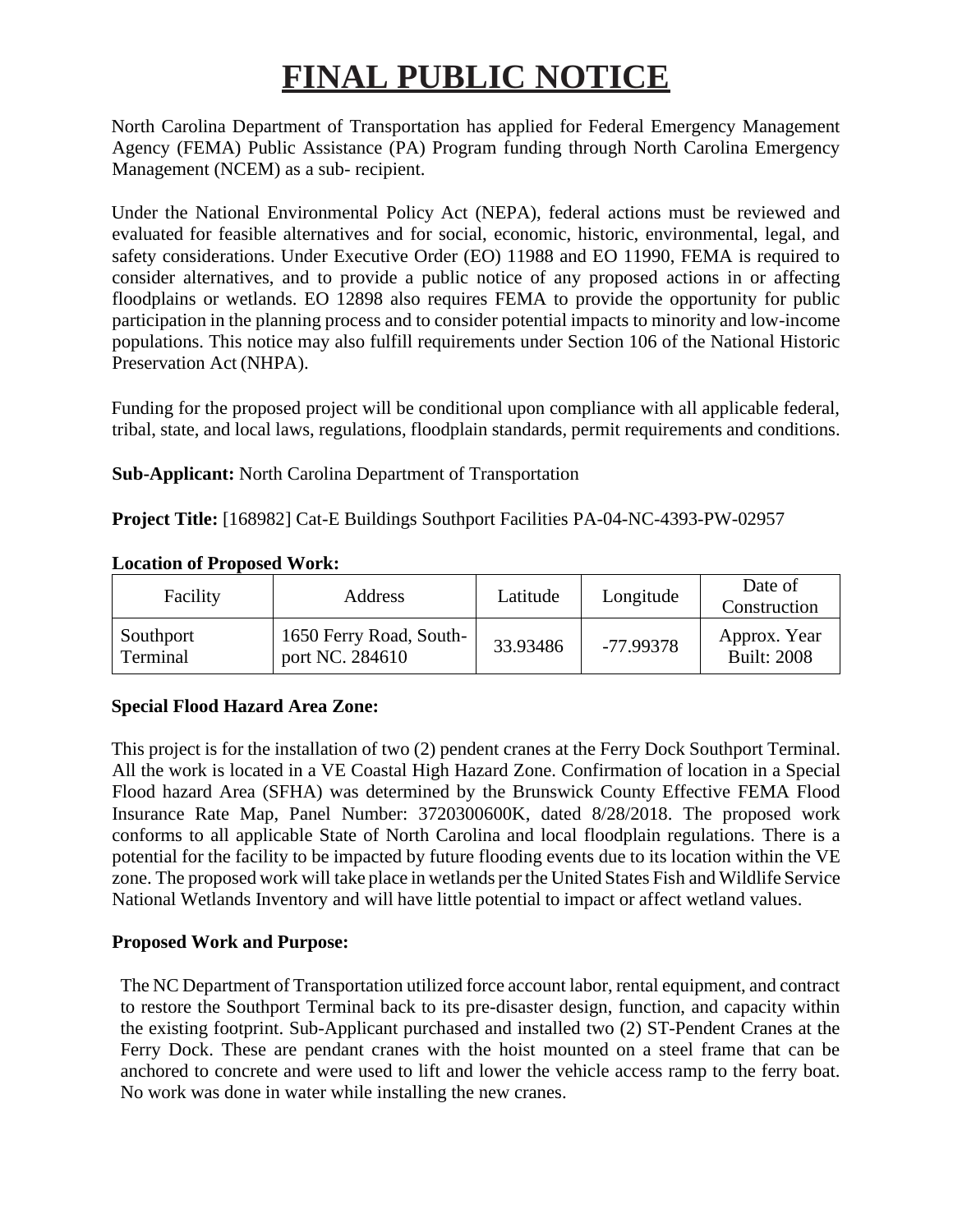# FINAL PUBLIC NOTICE

North Carolina Department of Transportation has applied for Federal Emergency Management Agency (FEMA) Public Assistance (PA) Program funding through North Carolina Emergency Management (NCEM) as a sub- recipient.

Under the National Environmental Policy Act (NEPA), federal actions must be reviewed and evaluated for feasible alternatives and for social, economic, historic, environmental, legal, and safety considerations. Under Executive Order (EO) 11988 and EO 11990, FEMA is required to consider alternatives, and to provide a public notice of any proposed actions in or affecting floodplains or wetlands. EO 12898 also requires FEMA to provide the opportunity for public participation in the planning process and to consider potential impacts to minority and low-income populations. This notice may also fulfill requirements under Section 106 of the National Historic Preservation Act (NHPA).

Funding for the proposed project will be conditional upon compliance with all applicable federal, tribal, state, and local laws, regulations, floodplain standards, permit requirements and conditions.

**Sub-Applicant:** North Carolina Department of Transportation

**Project Title:** [168982] Cat-E Buildings Southport Facilities PA-04-NC-4393-PW-02957

**Location of Proposed Work:**

| Facility | Address | Latitude | Longitude | Date of Construction |
|---|---|---|---|---|
| Southport Terminal | 1650 Ferry Road, Southport NC. 284610 | 33.93486 | -77.99378 | Approx. Year Built: 2008 |

**Special Flood Hazard Area Zone:**

This project is for the installation of two (2) pendent cranes at the Ferry Dock Southport Terminal. All the work is located in a VE Coastal High Hazard Zone. Confirmation of location in a Special Flood hazard Area (SFHA) was determined by the Brunswick County Effective FEMA Flood Insurance Rate Map, Panel Number: 3720300600K, dated 8/28/2018. The proposed work conforms to all applicable State of North Carolina and local floodplain regulations. There is a potential for the facility to be impacted by future flooding events due to its location within the VE zone. The proposed work will take place in wetlands per the United States Fish and Wildlife Service National Wetlands Inventory and will have little potential to impact or affect wetland values.

**Proposed Work and Purpose:**

The NC Department of Transportation utilized force account labor, rental equipment, and contract to restore the Southport Terminal back to its pre-disaster design, function, and capacity within the existing footprint. Sub-Applicant purchased and installed two (2) ST-Pendent Cranes at the Ferry Dock. These are pendant cranes with the hoist mounted on a steel frame that can be anchored to concrete and were used to lift and lower the vehicle access ramp to the ferry boat. No work was done in water while installing the new cranes.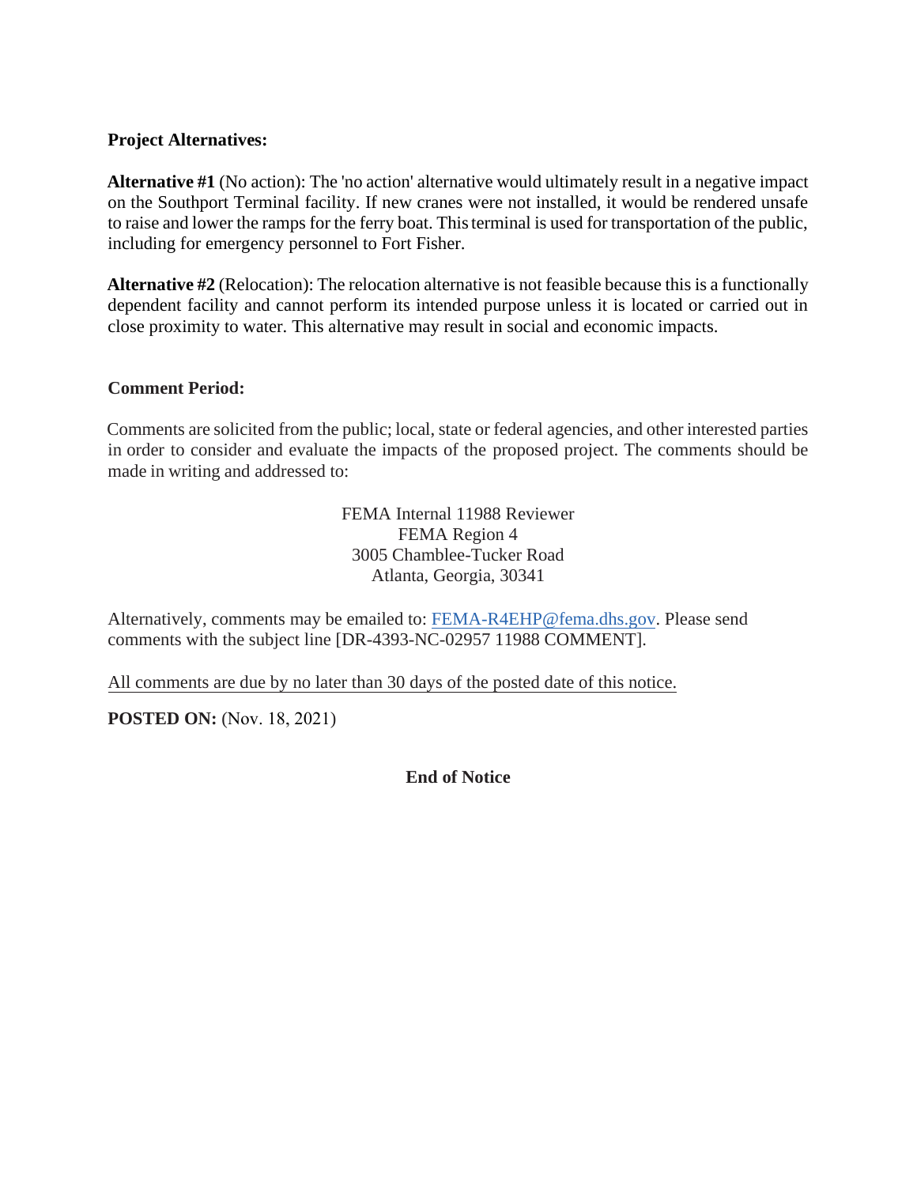**Project Alternatives:**

**Alternative #1** (No action): The 'no action' alternative would ultimately result in a negative impact on the Southport Terminal facility. If new cranes were not installed, it would be rendered unsafe to raise and lower the ramps for the ferry boat. This terminal is used for transportation of the public, including for emergency personnel to Fort Fisher.

**Alternative #2** (Relocation): The relocation alternative is not feasible because this is a functionally dependent facility and cannot perform its intended purpose unless it is located or carried out in close proximity to water. This alternative may result in social and economic impacts.

**Comment Period:**

Comments are solicited from the public; local, state or federal agencies, and other interested parties in order to consider and evaluate the impacts of the proposed project. The comments should be made in writing and addressed to:

FEMA Internal 11988 Reviewer
FEMA Region 4
3005 Chamblee-Tucker Road
Atlanta, Georgia, 30341

Alternatively, comments may be emailed to: FEMA-R4EHP@fema.dhs.gov. Please send comments with the subject line [DR-4393-NC-02957 11988 COMMENT].

All comments are due by no later than 30 days of the posted date of this notice.

**POSTED ON:** (Nov. 18, 2021)

**End of Notice**